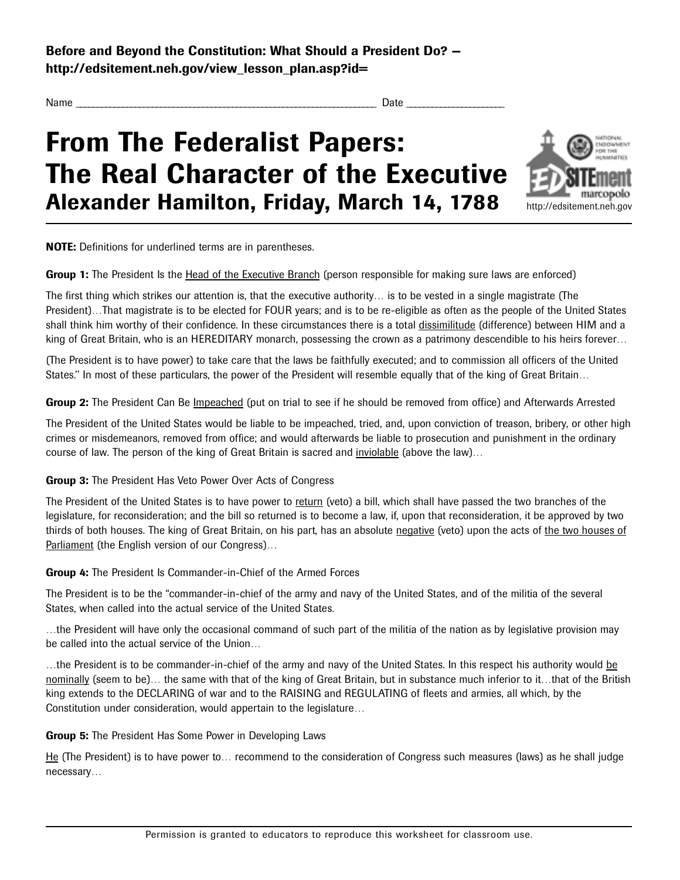**Before and Beyond the Constitution: What Should a President Do? – http://edsitement.neh.gov/view_lesson_plan.asp?id=**

Name ______________________________________________ Date ______________

# From The Federalist Papers: The Real Character of the Executive

## Alexander Hamilton, Friday, March 14, 1788

**NOTE:** Definitions for underlined terms are in parentheses.

**Group 1:** The President Is the Head of the Executive Branch (person responsible for making sure laws are enforced)

The first thing which strikes our attention is, that the executive authority… is to be vested in a single magistrate (The President)…That magistrate is to be elected for FOUR years; and is to be re-eligible as often as the people of the United States shall think him worthy of their confidence. In these circumstances there is a total dissimilitude (difference) between HIM and a king of Great Britain, who is an HEREDITARY monarch, possessing the crown as a patrimony descendible to his heirs forever…

(The President is to have power) to take care that the laws be faithfully executed; and to commission all officers of the United States." In most of these particulars, the power of the President will resemble equally that of the king of Great Britain…

**Group 2:** The President Can Be Impeached (put on trial to see if he should be removed from office) and Afterwards Arrested

The President of the United States would be liable to be impeached, tried, and, upon conviction of treason, bribery, or other high crimes or misdemeanors, removed from office; and would afterwards be liable to prosecution and punishment in the ordinary course of law. The person of the king of Great Britain is sacred and inviolable (above the law)…

**Group 3:** The President Has Veto Power Over Acts of Congress

The President of the United States is to have power to return (veto) a bill, which shall have passed the two branches of the legislature, for reconsideration; and the bill so returned is to become a law, if, upon that reconsideration, it be approved by two thirds of both houses. The king of Great Britain, on his part, has an absolute negative (veto) upon the acts of the two houses of Parliament (the English version of our Congress)…

**Group 4:** The President Is Commander-in-Chief of the Armed Forces

The President is to be the "commander-in-chief of the army and navy of the United States, and of the militia of the several States, when called into the actual service of the United States.

…the President will have only the occasional command of such part of the militia of the nation as by legislative provision may be called into the actual service of the Union…

…the President is to be commander-in-chief of the army and navy of the United States. In this respect his authority would be nominally (seem to be)… the same with that of the king of Great Britain, but in substance much inferior to it…that of the British king extends to the DECLARING of war and to the RAISING and REGULATING of fleets and armies, all which, by the Constitution under consideration, would appertain to the legislature…

**Group 5:** The President Has Some Power in Developing Laws

He (The President) is to have power to… recommend to the consideration of Congress such measures (laws) as he shall judge necessary…

Permission is granted to educators to reproduce this worksheet for classroom use.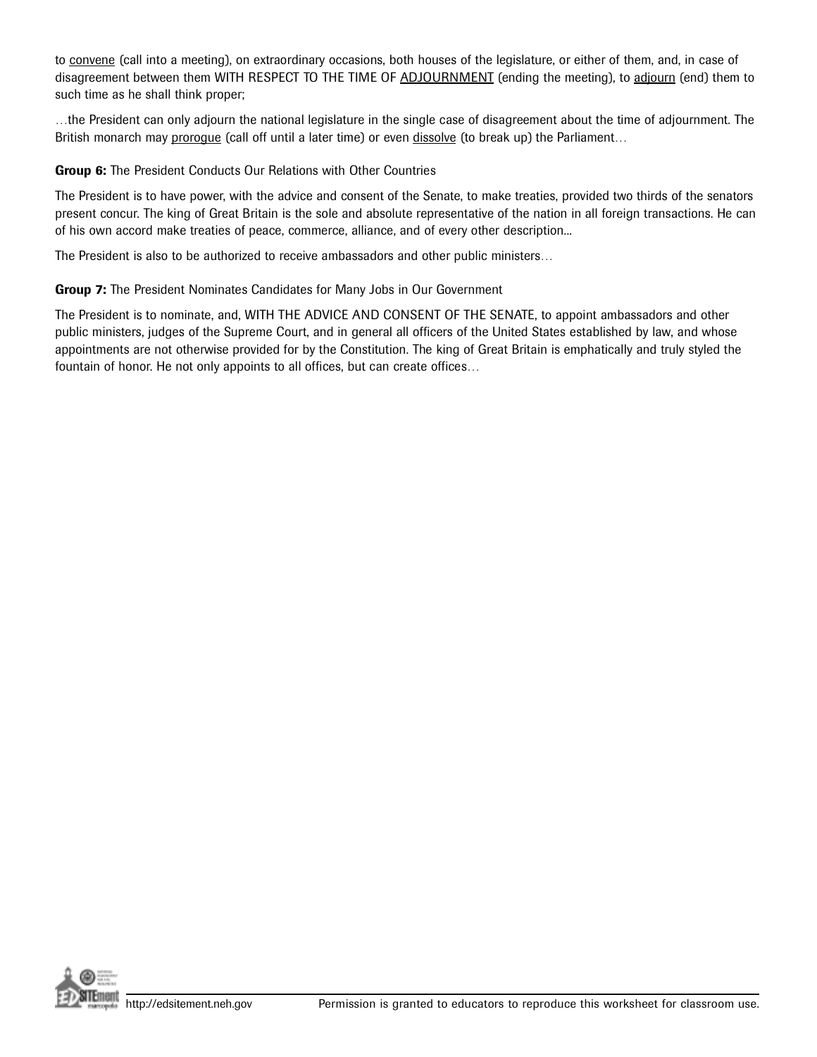to convene (call into a meeting), on extraordinary occasions, both houses of the legislature, or either of them, and, in case of disagreement between them WITH RESPECT TO THE TIME OF ADJOURNMENT (ending the meeting), to adjourn (end) them to such time as he shall think proper;

…the President can only adjourn the national legislature in the single case of disagreement about the time of adjournment. The British monarch may prorogue (call off until a later time) or even dissolve (to break up) the Parliament…

**Group 6:** The President Conducts Our Relations with Other Countries

The President is to have power, with the advice and consent of the Senate, to make treaties, provided two thirds of the senators present concur. The king of Great Britain is the sole and absolute representative of the nation in all foreign transactions. He can of his own accord make treaties of peace, commerce, alliance, and of every other description...

The President is also to be authorized to receive ambassadors and other public ministers…

**Group 7:** The President Nominates Candidates for Many Jobs in Our Government

The President is to nominate, and, WITH THE ADVICE AND CONSENT OF THE SENATE, to appoint ambassadors and other public ministers, judges of the Supreme Court, and in general all officers of the United States established by law, and whose appointments are not otherwise provided for by the Constitution. The king of Great Britain is emphatically and truly styled the fountain of honor. He not only appoints to all offices, but can create offices…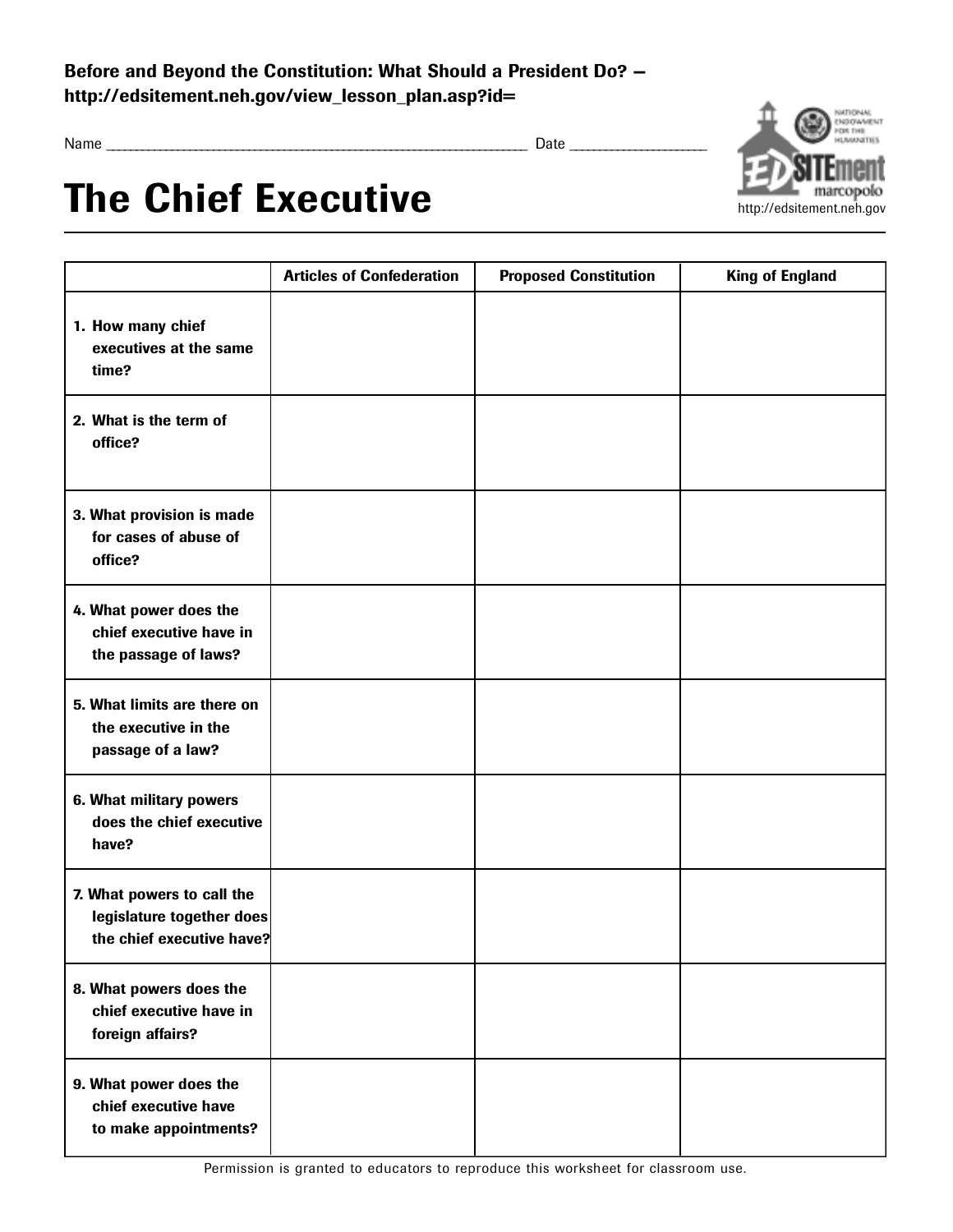**Before and Beyond the Constitution: What Should a President Do? — http://edsitement.neh.gov/view_lesson_plan.asp?id=**

Name ______________________________ Date ______________

http://edsitement.neh.gov

# The Chief Executive

| | Articles of Confederation | Proposed Constitution | King of England |
|---|---|---|---|
| 1. How many chief executives at the same time? | | | |
| 2. What is the term of office? | | | |
| 3. What provision is made for cases of abuse of office? | | | |
| 4. What power does the chief executive have in the passage of laws? | | | |
| 5. What limits are there on the executive in the passage of a law? | | | |
| 6. What military powers does the chief executive have? | | | |
| 7. What powers to call the legislature together does the chief executive have? | | | |
| 8. What powers does the chief executive have in foreign affairs? | | | |
| 9. What power does the chief executive have to make appointments? | | | |

Permission is granted to educators to reproduce this worksheet for classroom use.